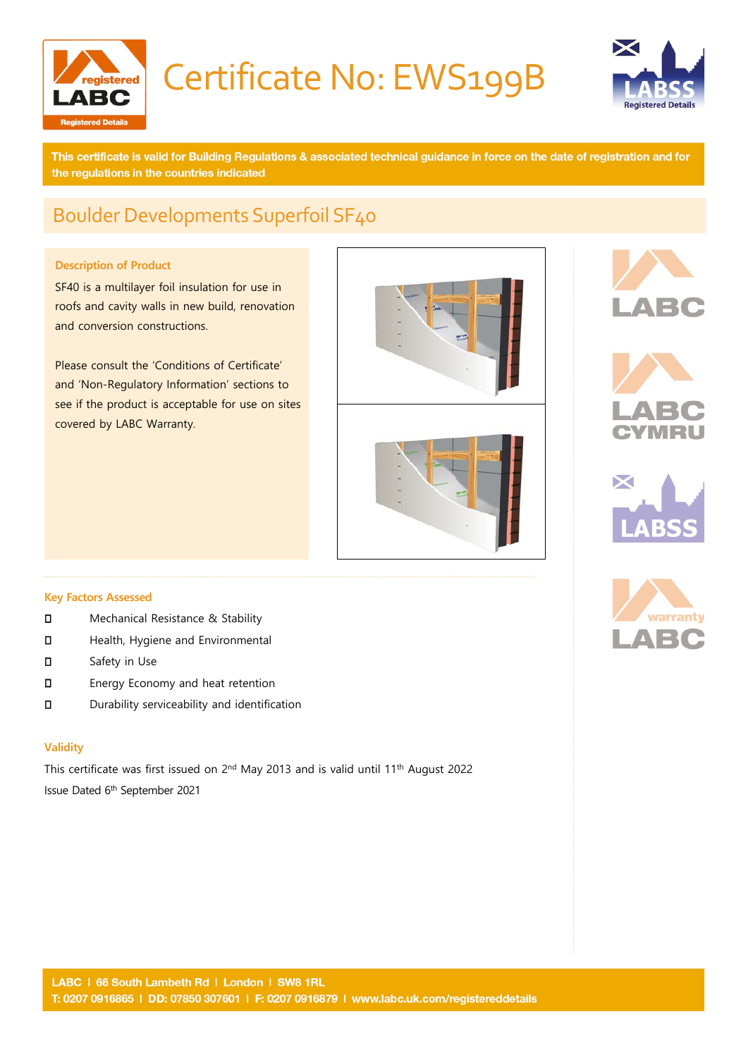# Certificate No: EWS199B

**This certificate is valid for Building Regulations & associated technical guidance in force on the date of registration and for the regulations in the countries indicated**

## Boulder Developments Superfoil SF40

### Description of Product

SF40 is a multilayer foil insulation for use in roofs and cavity walls in new build, renovation and conversion constructions.

Please consult the 'Conditions of Certificate' and 'Non-Regulatory Information' sections to see if the product is acceptable for use on sites covered by LABC Warranty.

### Key Factors Assessed

- Mechanical Resistance & Stability
- Health, Hygiene and Environmental
- Safety in Use
- Energy Economy and heat retention
- Durability serviceability and identification

### Validity

This certificate was first issued on 2nd May 2013 and is valid until 11th August 2022

Issue Dated 6th September 2021

LABC | 66 South Lambeth Rd | London | SW8 1RL
T: 0207 0916865 | DD: 07850 307601 | F: 0207 0916879 | www.labc.uk.com/registereddetails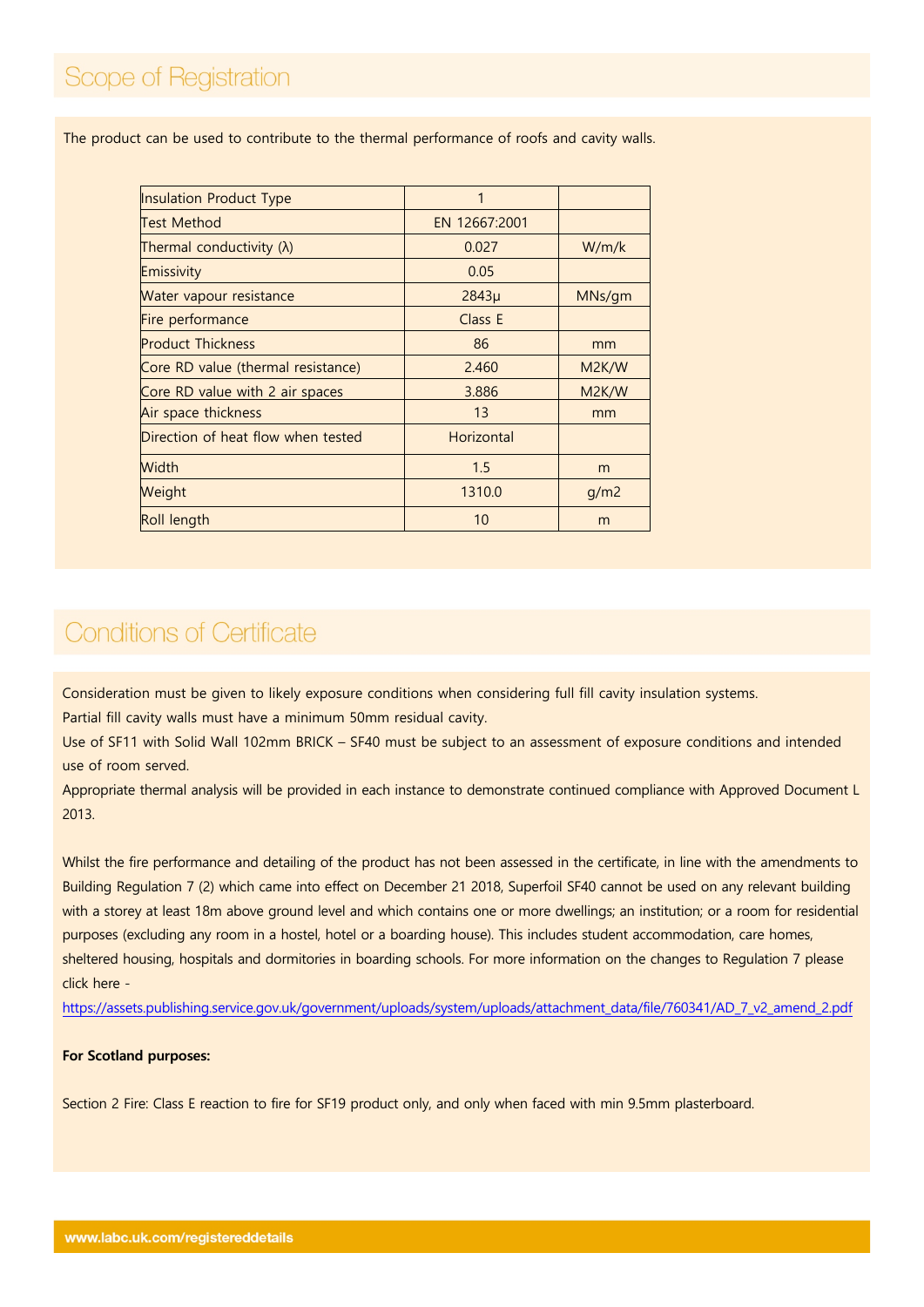## Scope of Registration

The product can be used to contribute to the thermal performance of roofs and cavity walls.

| Insulation Product Type | 1 | |
|---|---|---|
| Test Method | EN 12667:2001 | |
| Thermal conductivity (λ) | 0.027 | W/m/k |
| Emissivity | 0.05 | |
| Water vapour resistance | 2843μ | MNs/gm |
| Fire performance | Class E | |
| Product Thickness | 86 | mm |
| Core RD value (thermal resistance) | 2.460 | M2K/W |
| Core RD value with 2 air spaces | 3.886 | M2K/W |
| Air space thickness | 13 | mm |
| Direction of heat flow when tested | Horizontal | |
| Width | 1.5 | m |
| Weight | 1310.0 | g/m2 |
| Roll length | 10 | m |

## Conditions of Certificate

Consideration must be given to likely exposure conditions when considering full fill cavity insulation systems.

Partial fill cavity walls must have a minimum 50mm residual cavity.

Use of SF11 with Solid Wall 102mm BRICK – SF40 must be subject to an assessment of exposure conditions and intended use of room served.

Appropriate thermal analysis will be provided in each instance to demonstrate continued compliance with Approved Document L 2013.

Whilst the fire performance and detailing of the product has not been assessed in the certificate, in line with the amendments to Building Regulation 7 (2) which came into effect on December 21 2018, Superfoil SF40 cannot be used on any relevant building with a storey at least 18m above ground level and which contains one or more dwellings; an institution; or a room for residential purposes (excluding any room in a hostel, hotel or a boarding house). This includes student accommodation, care homes, sheltered housing, hospitals and dormitories in boarding schools. For more information on the changes to Regulation 7 please click here -

https://assets.publishing.service.gov.uk/government/uploads/system/uploads/attachment_data/file/760341/AD_7_v2_amend_2.pdf

**For Scotland purposes:**

Section 2 Fire: Class E reaction to fire for SF19 product only, and only when faced with min 9.5mm plasterboard.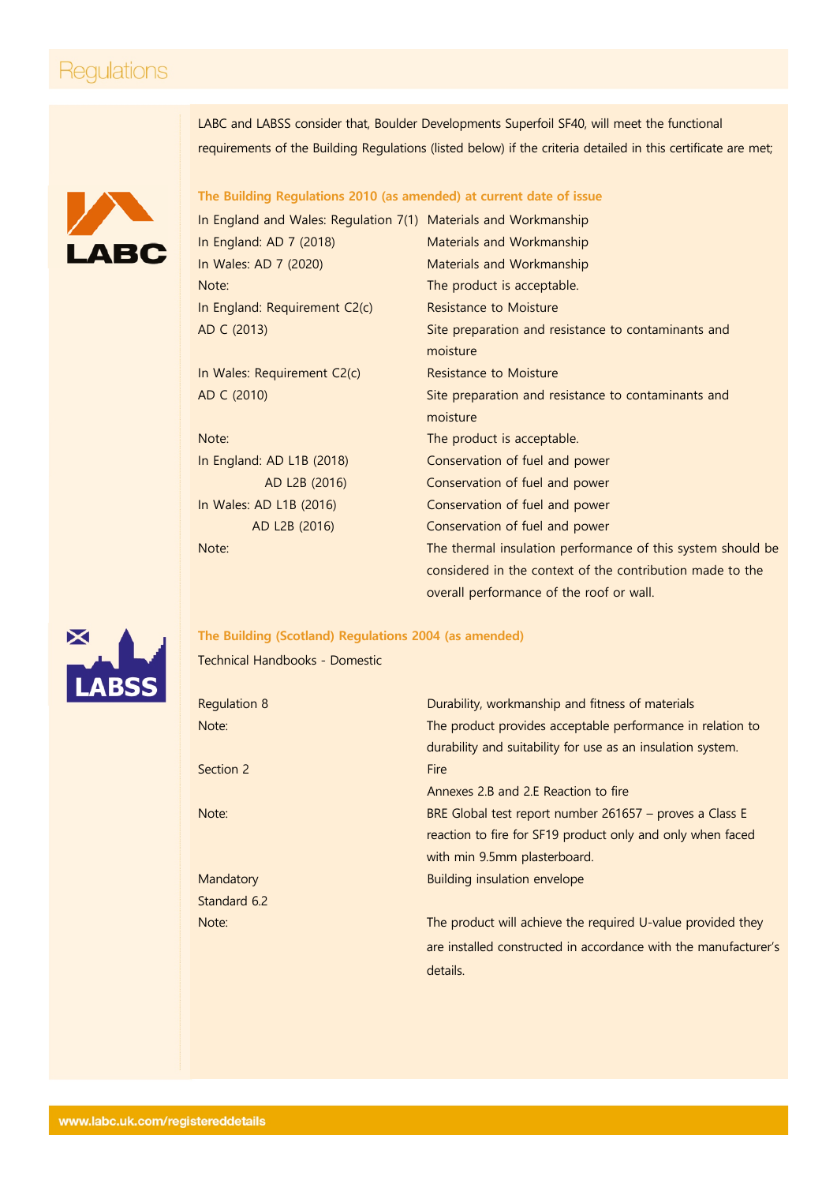# Regulations

LABC and LABSS consider that, Boulder Developments Superfoil SF40, will meet the functional requirements of the Building Regulations (listed below) if the criteria detailed in this certificate are met;

### The Building Regulations 2010 (as amended) at current date of issue

| | |
|---|---|
| In England and Wales: Regulation 7(1) | Materials and Workmanship |
| In England: AD 7 (2018) | Materials and Workmanship |
| In Wales: AD 7 (2020) | Materials and Workmanship |
| Note: | The product is acceptable. |
| In England: Requirement C2(c) | Resistance to Moisture |
| AD C (2013) | Site preparation and resistance to contaminants and moisture |
| In Wales: Requirement C2(c) | Resistance to Moisture |
| AD C (2010) | Site preparation and resistance to contaminants and moisture |
| Note: | The product is acceptable. |
| In England: AD L1B (2018) | Conservation of fuel and power |
| AD L2B (2016) | Conservation of fuel and power |
| In Wales: AD L1B (2016) | Conservation of fuel and power |
| AD L2B (2016) | Conservation of fuel and power |
| Note: | The thermal insulation performance of this system should be considered in the context of the contribution made to the overall performance of the roof or wall. |

### The Building (Scotland) Regulations 2004 (as amended)

Technical Handbooks - Domestic

| | |
|---|---|
| Regulation 8 | Durability, workmanship and fitness of materials |
| Note: | The product provides acceptable performance in relation to durability and suitability for use as an insulation system. |
| Section 2 | Fire |
| | Annexes 2.B and 2.E Reaction to fire |
| Note: | BRE Global test report number 261657 – proves a Class E reaction to fire for SF19 product only and only when faced with min 9.5mm plasterboard. |
| Mandatory Standard 6.2 | Building insulation envelope |
| Note: | The product will achieve the required U-value provided they are installed constructed in accordance with the manufacturer's details. |

www.labc.uk.com/registereddetails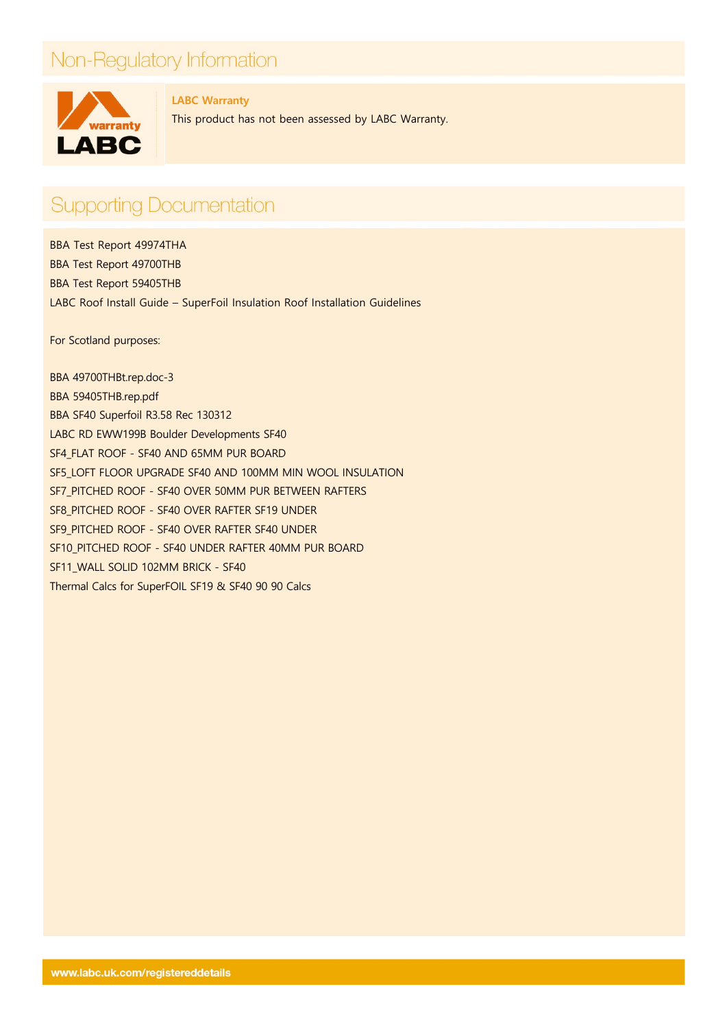## Non-Regulatory Information

**LABC Warranty**

This product has not been assessed by LABC Warranty.

## Supporting Documentation

BBA Test Report 49974THA
BBA Test Report 49700THB
BBA Test Report 59405THB
LABC Roof Install Guide – SuperFoil Insulation Roof Installation Guidelines

For Scotland purposes:

BBA 49700THBt.rep.doc-3
BBA 59405THB.rep.pdf
BBA SF40 Superfoil R3.58 Rec 130312
LABC RD EWW199B Boulder Developments SF40
SF4_FLAT ROOF - SF40 AND 65MM PUR BOARD
SF5_LOFT FLOOR UPGRADE SF40 AND 100MM MIN WOOL INSULATION
SF7_PITCHED ROOF - SF40 OVER 50MM PUR BETWEEN RAFTERS
SF8_PITCHED ROOF - SF40 OVER RAFTER SF19 UNDER
SF9_PITCHED ROOF - SF40 OVER RAFTER SF40 UNDER
SF10_PITCHED ROOF - SF40 UNDER RAFTER 40MM PUR BOARD
SF11_WALL SOLID 102MM BRICK - SF40
Thermal Calcs for SuperFOIL SF19 & SF40 90 90 Calcs

www.labc.uk.com/registereddetails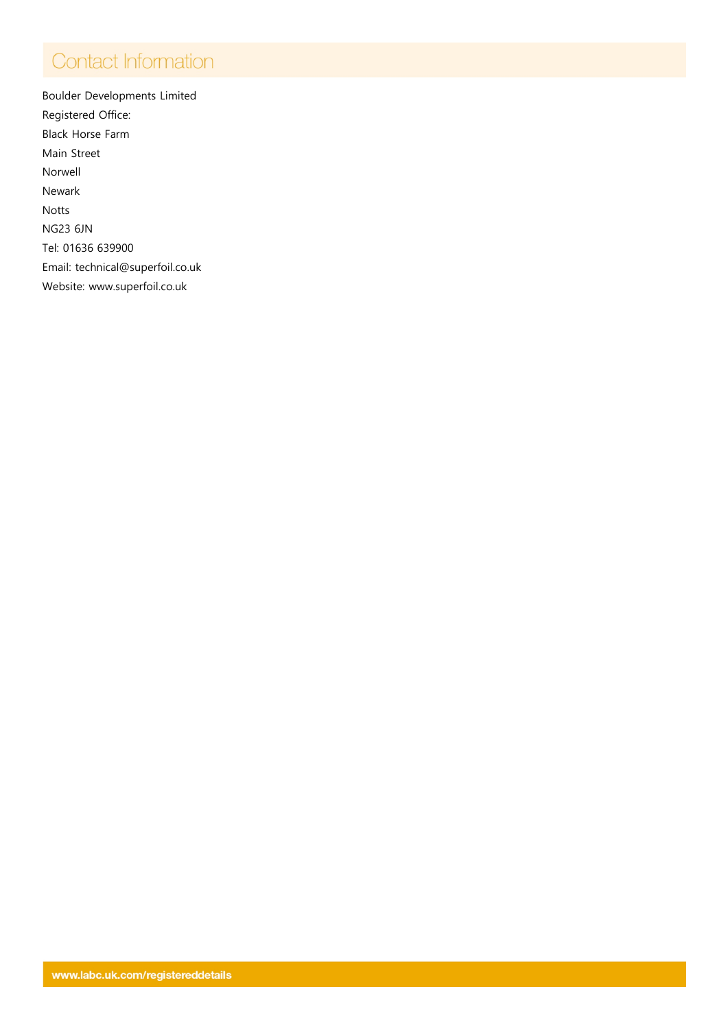## Contact Information

Boulder Developments Limited
Registered Office:
Black Horse Farm
Main Street
Norwell
Newark
Notts
NG23 6JN
Tel: 01636 639900
Email: technical@superfoil.co.uk
Website: www.superfoil.co.uk